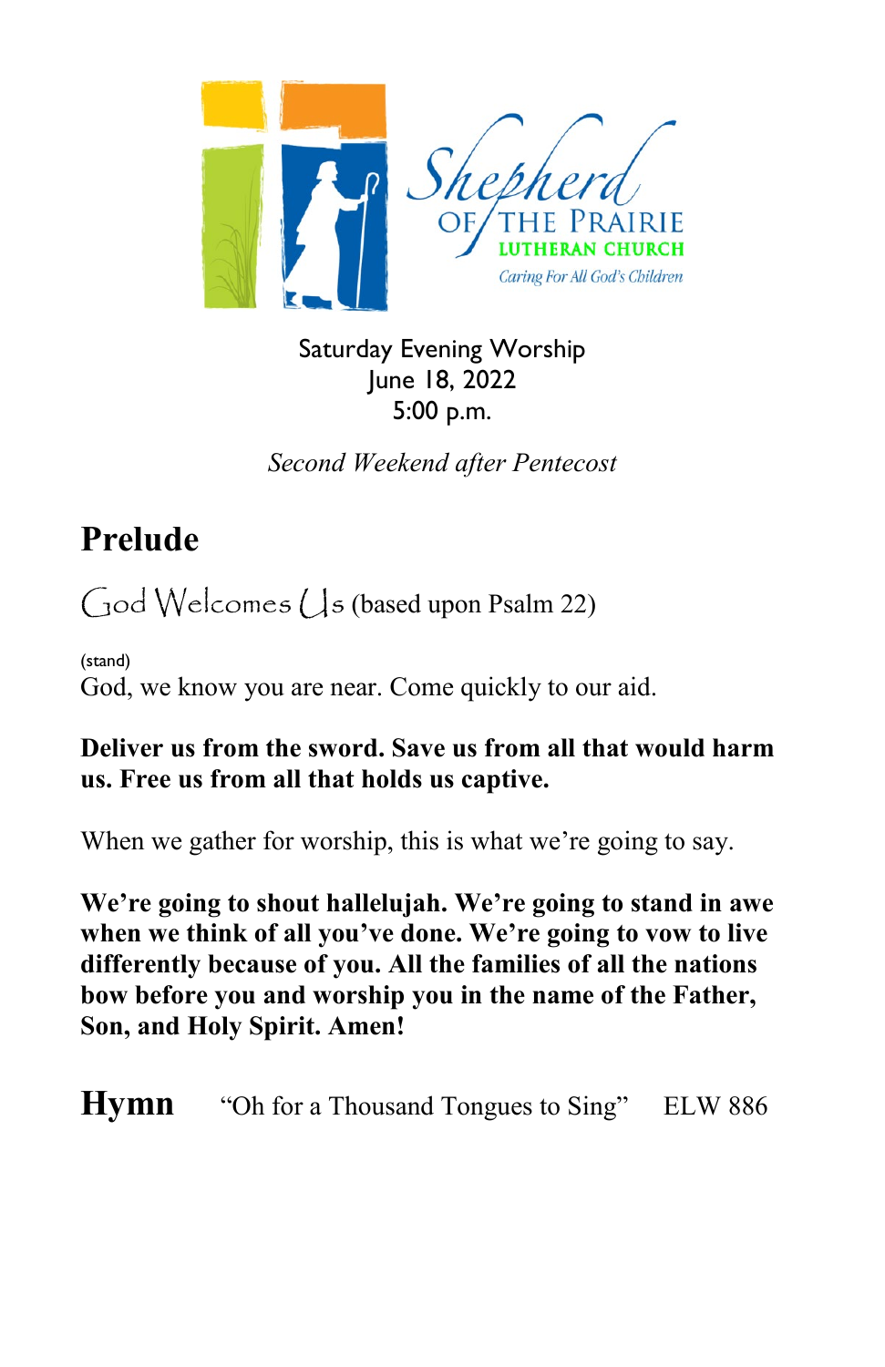Shepherd OF THE PRAIRIE LUTHERAN CHURCH

*Caring For All God's Children*

Saturday Evening Worship
June 18, 2022
5:00 p.m.

*Second Weekend after Pentecost*

# Prelude

God Welcomes Us (based upon Psalm 22)

(stand)
God, we know you are near. Come quickly to our aid.

**Deliver us from the sword. Save us from all that would harm us. Free us from all that holds us captive.**

When we gather for worship, this is what we're going to say.

**We're going to shout hallelujah. We're going to stand in awe when we think of all you've done. We're going to vow to live differently because of you. All the families of all the nations bow before you and worship you in the name of the Father, Son, and Holy Spirit. Amen!**

# Hymn "Oh for a Thousand Tongues to Sing" ELW 886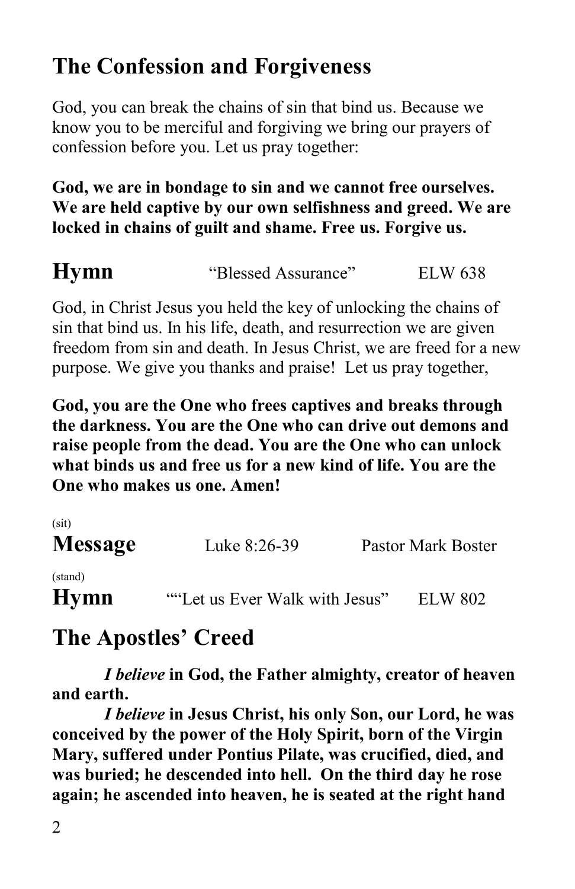## The Confession and Forgiveness

God, you can break the chains of sin that bind us. Because we know you to be merciful and forgiving we bring our prayers of confession before you. Let us pray together:

**God, we are in bondage to sin and we cannot free ourselves. We are held captive by our own selfishness and greed. We are locked in chains of guilt and shame. Free us. Forgive us.**

## Hymn "Blessed Assurance" ELW 638

God, in Christ Jesus you held the key of unlocking the chains of sin that bind us. In his life, death, and resurrection we are given freedom from sin and death. In Jesus Christ, we are freed for a new purpose. We give you thanks and praise! Let us pray together,

**God, you are the One who frees captives and breaks through the darkness. You are the One who can drive out demons and raise people from the dead. You are the One who can unlock what binds us and free us for a new kind of life. You are the One who makes us one. Amen!**

(sit)

## Message Luke 8:26-39 Pastor Mark Boster

(stand)

## Hymn ""Let us Ever Walk with Jesus" ELW 802

## The Apostles' Creed

*I believe* **in God, the Father almighty, creator of heaven and earth.**

*I believe* **in Jesus Christ, his only Son, our Lord, he was conceived by the power of the Holy Spirit, born of the Virgin Mary, suffered under Pontius Pilate, was crucified, died, and was buried; he descended into hell. On the third day he rose again; he ascended into heaven, he is seated at the right hand**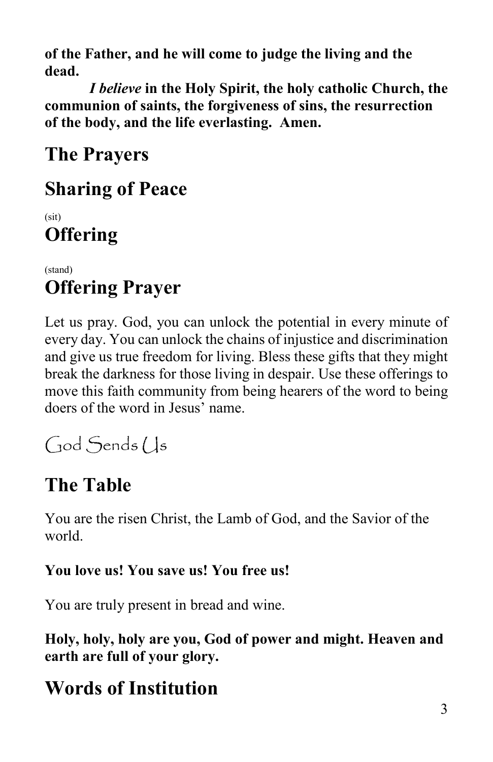**of the Father, and he will come to judge the living and the dead.**

***I believe*** **in the Holy Spirit, the holy catholic Church, the communion of saints, the forgiveness of sins, the resurrection of the body, and the life everlasting. Amen.**

## The Prayers

## Sharing of Peace

(sit)

## Offering

(stand)

## Offering Prayer

Let us pray. God, you can unlock the potential in every minute of every day. You can unlock the chains of injustice and discrimination and give us true freedom for living. Bless these gifts that they might break the darkness for those living in despair. Use these offerings to move this faith community from being hearers of the word to being doers of the word in Jesus' name.

# God Sends Us

## The Table

You are the risen Christ, the Lamb of God, and the Savior of the world.

**You love us! You save us! You free us!**

You are truly present in bread and wine.

**Holy, holy, holy are you, God of power and might. Heaven and earth are full of your glory.**

## Words of Institution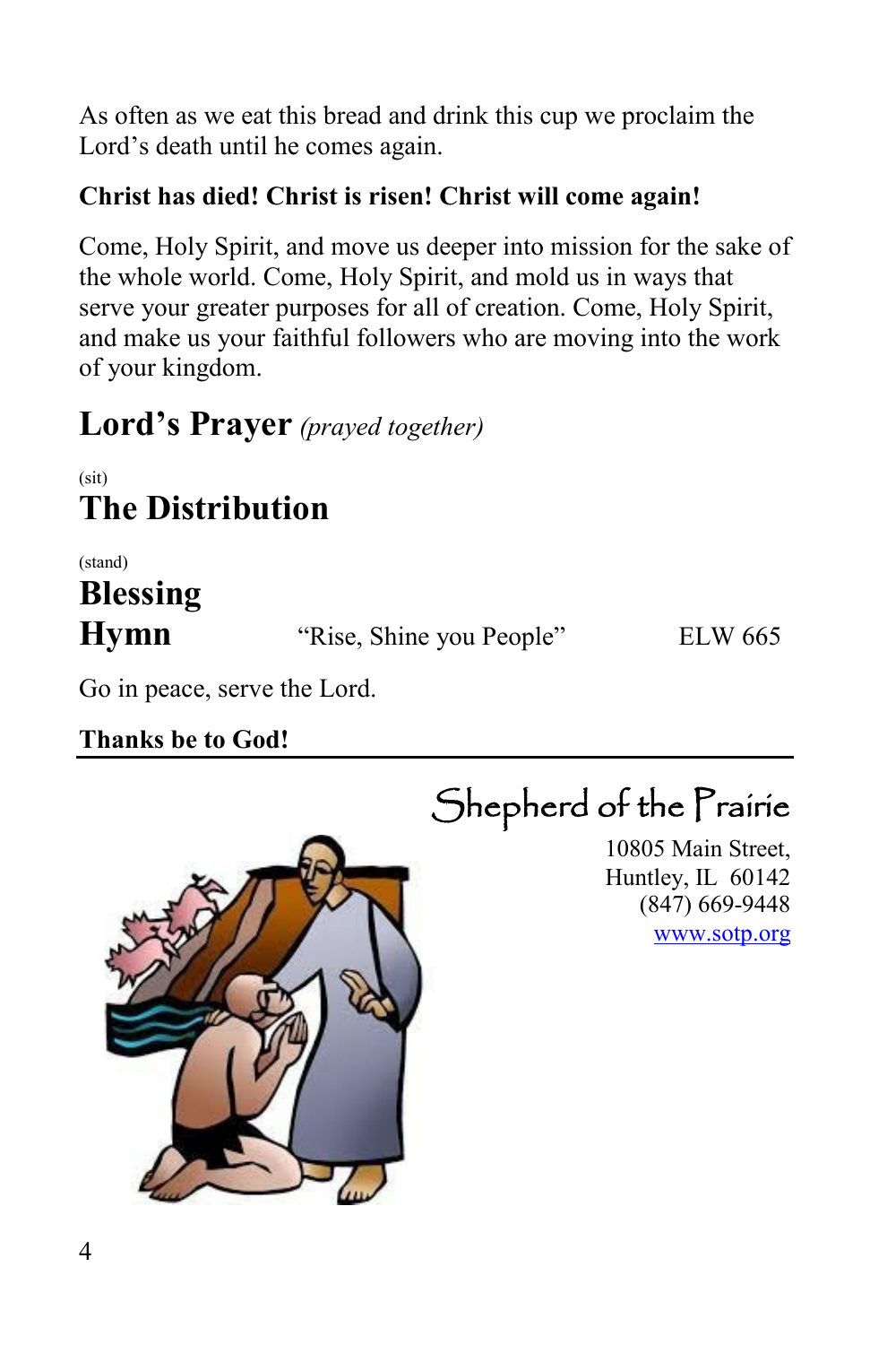As often as we eat this bread and drink this cup we proclaim the Lord's death until he comes again.

**Christ has died! Christ is risen! Christ will come again!**

Come, Holy Spirit, and move us deeper into mission for the sake of the whole world. Come, Holy Spirit, and mold us in ways that serve your greater purposes for all of creation. Come, Holy Spirit, and make us your faithful followers who are moving into the work of your kingdom.

## Lord's Prayer *(prayed together)*

(sit)

## The Distribution

(stand)

## Blessing

## Hymn

"Rise, Shine you People" ELW 665

Go in peace, serve the Lord.

**Thanks be to God!**

---

Shepherd of the Prairie

10805 Main Street,
Huntley, IL 60142
(847) 669-9448
www.sotp.org